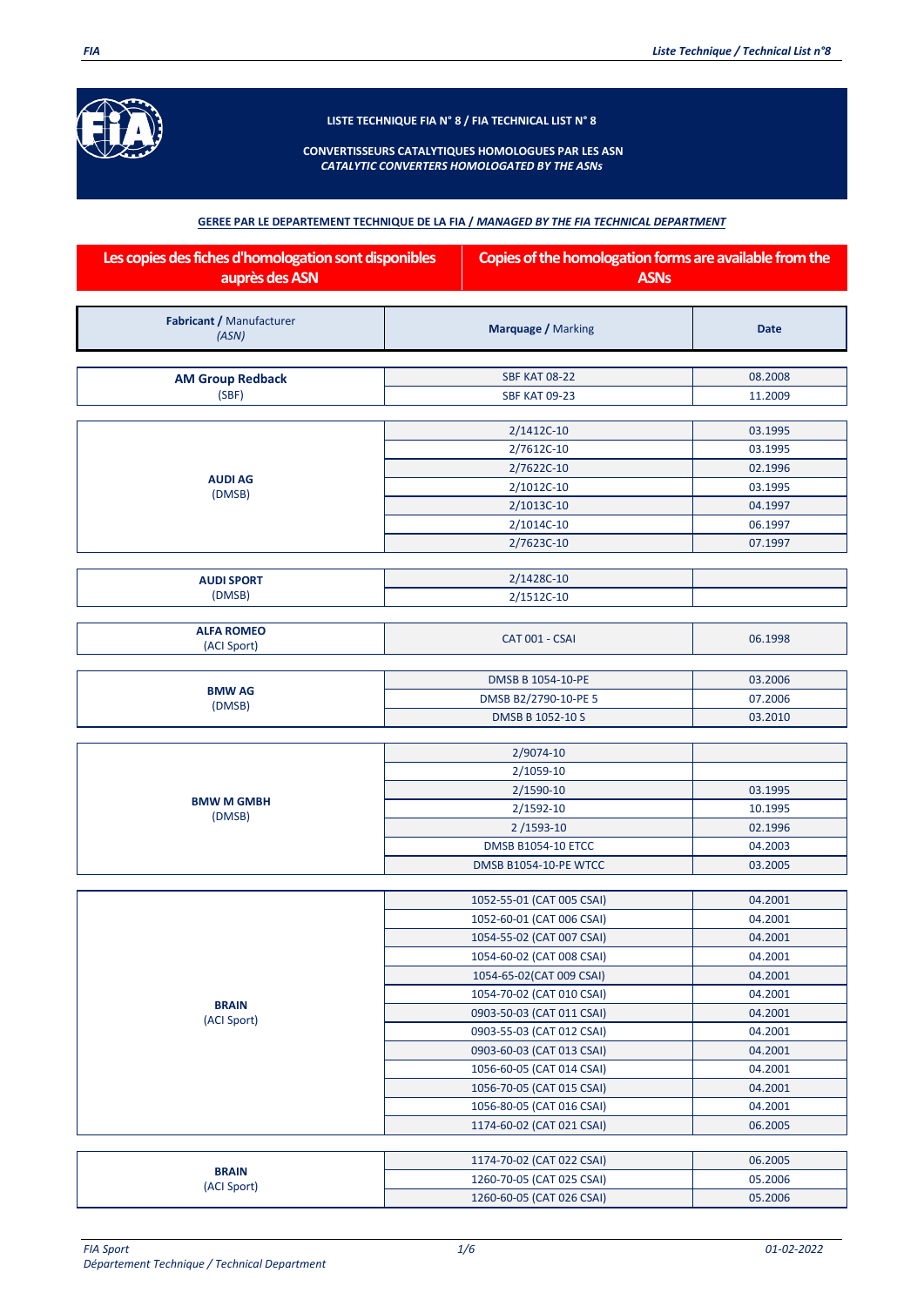**LISTE TECHNIQUE FIA N° 8 / FIA TECHNICAL LIST N° 8**

**CONVERTISSEURS CATALYTIQUES HOMOLOGUES PAR LES ASN**
***CATALYTIC CONVERTERS HOMOLOGATED BY THE ASNs***

**GEREE PAR LE DEPARTEMENT TECHNIQUE DE LA FIA / *MANAGED BY THE FIA TECHNICAL DEPARTMENT***

| Les copies des fiches d'homologation sont disponibles auprès des ASN | Copies of the homologation forms are available from the ASNs |
|---|---|

| **Fabricant /** Manufacturer *(ASN)* | **Marquage /** Marking | **Date** |
|---|---|---|
| **AM Group Redback** (SBF) | SBF KAT 08-22 | 08.2008 |
| | SBF KAT 09-23 | 11.2009 |
| **AUDI AG** (DMSB) | 2/1412C-10 | 03.1995 |
| | 2/7612C-10 | 03.1995 |
| | 2/7622C-10 | 02.1996 |
| | 2/1012C-10 | 03.1995 |
| | 2/1013C-10 | 04.1997 |
| | 2/1014C-10 | 06.1997 |
| | 2/7623C-10 | 07.1997 |
| **AUDI SPORT** (DMSB) | 2/1428C-10 | |
| | 2/1512C-10 | |
| **ALFA ROMEO** (ACI Sport) | CAT 001 - CSAI | 06.1998 |
| **BMW AG** (DMSB) | DMSB B 1054-10-PE | 03.2006 |
| | DMSB B2/2790-10-PE 5 | 07.2006 |
| | DMSB B 1052-10 S | 03.2010 |
| **BMW M GMBH** (DMSB) | 2/9074-10 | |
| | 2/1059-10 | |
| | 2/1590-10 | 03.1995 |
| | 2/1592-10 | 10.1995 |
| | 2 /1593-10 | 02.1996 |
| | DMSB B1054-10 ETCC | 04.2003 |
| | DMSB B1054-10-PE WTCC | 03.2005 |
| **BRAIN** (ACI Sport) | 1052-55-01 (CAT 005 CSAI) | 04.2001 |
| | 1052-60-01 (CAT 006 CSAI) | 04.2001 |
| | 1054-55-02 (CAT 007 CSAI) | 04.2001 |
| | 1054-60-02 (CAT 008 CSAI) | 04.2001 |
| | 1054-65-02(CAT 009 CSAI) | 04.2001 |
| | 1054-70-02 (CAT 010 CSAI) | 04.2001 |
| | 0903-50-03 (CAT 011 CSAI) | 04.2001 |
| | 0903-55-03 (CAT 012 CSAI) | 04.2001 |
| | 0903-60-03 (CAT 013 CSAI) | 04.2001 |
| | 1056-60-05 (CAT 014 CSAI) | 04.2001 |
| | 1056-70-05 (CAT 015 CSAI) | 04.2001 |
| | 1056-80-05 (CAT 016 CSAI) | 04.2001 |
| | 1174-60-02 (CAT 021 CSAI) | 06.2005 |
| **BRAIN** (ACI Sport) | 1174-70-02 (CAT 022 CSAI) | 06.2005 |
| | 1260-70-05 (CAT 025 CSAI) | 05.2006 |
| | 1260-60-05 (CAT 026 CSAI) | 05.2006 |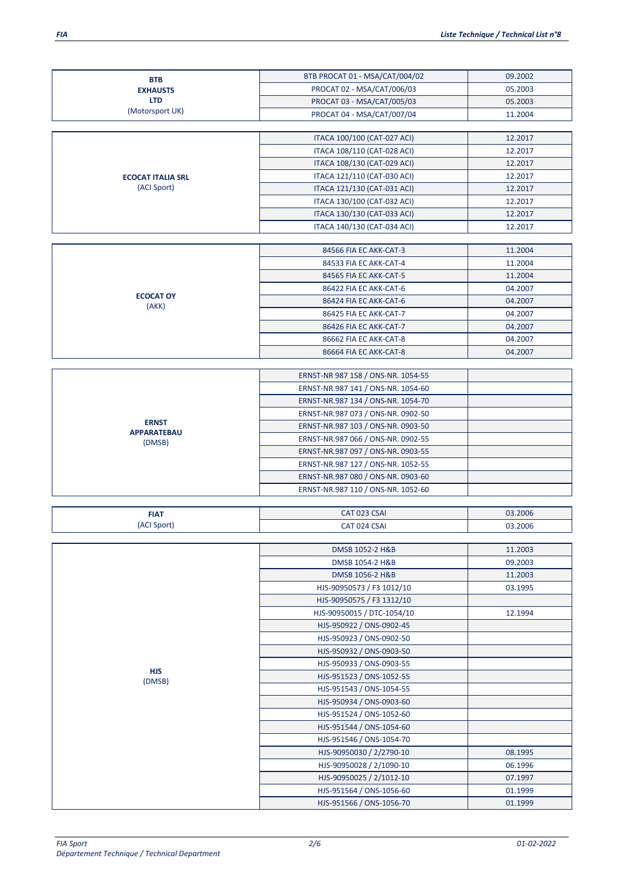| Manufacturer | Reference | Date |
|---|---|---|
| **BTB EXHAUSTS LTD** (Motorsport UK) | BTB PROCAT 01 - MSA/CAT/004/02 | 09.2002 |
| | PROCAT 02 - MSA/CAT/006/03 | 05.2003 |
| | PROCAT 03 - MSA/CAT/005/03 | 05.2003 |
| | PROCAT 04 - MSA/CAT/007/04 | 11.2004 |
| **ECOCAT ITALIA SRL** (ACI Sport) | ITACA 100/100 (CAT-027 ACI) | 12.2017 |
| | ITACA 108/110 (CAT-028 ACI) | 12.2017 |
| | ITACA 108/130 (CAT-029 ACI) | 12.2017 |
| | ITACA 121/110 (CAT-030 ACI) | 12.2017 |
| | ITACA 121/130 (CAT-031 ACI) | 12.2017 |
| | ITACA 130/100 (CAT-032 ACI) | 12.2017 |
| | ITACA 130/130 (CAT-033 ACI) | 12.2017 |
| | ITACA 140/130 (CAT-034 ACI) | 12.2017 |
| **ECOCAT OY** (AKK) | 84566 FIA EC AKK-CAT-3 | 11.2004 |
| | 84533 FIA EC AKK-CAT-4 | 11.2004 |
| | 84565 FIA EC AKK-CAT-5 | 11.2004 |
| | 86422 FIA EC AKK-CAT-6 | 04.2007 |
| | 86424 FIA EC AKK-CAT-6 | 04.2007 |
| | 86425 FIA EC AKK-CAT-7 | 04.2007 |
| | 86426 FIA EC AKK-CAT-7 | 04.2007 |
| | 86662 FIA EC AKK-CAT-8 | 04.2007 |
| | 86664 FIA EC AKK-CAT-8 | 04.2007 |
| **ERNST APPARATEBAU** (DMSB) | ERNST-NR 987 158 / ONS-NR. 1054-55 | |
| | ERNST-NR.987 141 / ONS-NR. 1054-60 | |
| | ERNST-NR.987 134 / ONS-NR. 1054-70 | |
| | ERNST-NR.987 073 / ONS-NR. 0902-50 | |
| | ERNST-NR.987 103 / ONS-NR. 0903-50 | |
| | ERNST-NR.987 066 / ONS-NR. 0902-55 | |
| | ERNST-NR.987 097 / ONS-NR. 0903-55 | |
| | ERNST-NR.987 127 / ONS-NR. 1052-55 | |
| | ERNST-NR.987 080 / ONS-NR. 0903-60 | |
| | ERNST-NR.987 110 / ONS-NR. 1052-60 | |
| **FIAT** (ACI Sport) | CAT 023 CSAI | 03.2006 |
| | CAT 024 CSAI | 03.2006 |
| **HJS** (DMSB) | DMSB 1052-2 H&B | 11.2003 |
| | DMSB 1054-2 H&B | 09.2003 |
| | DMSB 1056-2 H&B | 11.2003 |
| | HJS-90950573 / F3 1012/10 | 03.1995 |
| | HJS-90950575 / F3 1312/10 | |
| | HJS-90950015 / DTC-1054/10 | 12.1994 |
| | HJS-950922 / ONS-0902-45 | |
| | HJS-950923 / ONS-0902-50 | |
| | HJS-950932 / ONS-0903-50 | |
| | HJS-950933 / ONS-0903-55 | |
| | HJS-951523 / ONS-1052-55 | |
| | HJS-951543 / ONS-1054-55 | |
| | HJS-950934 / ONS-0903-60 | |
| | HJS-951524 / ONS-1052-60 | |
| | HJS-951544 / ONS-1054-60 | |
| | HJS-951546 / ONS-1054-70 | |
| | HJS-90950030 / 2/2790-10 | 08.1995 |
| | HJS-90950028 / 2/1090-10 | 06.1996 |
| | HJS-90950025 / 2/1012-10 | 07.1997 |
| | HJS-951564 / ONS-1056-60 | 01.1999 |
| | HJS-951566 / ONS-1056-70 | 01.1999 |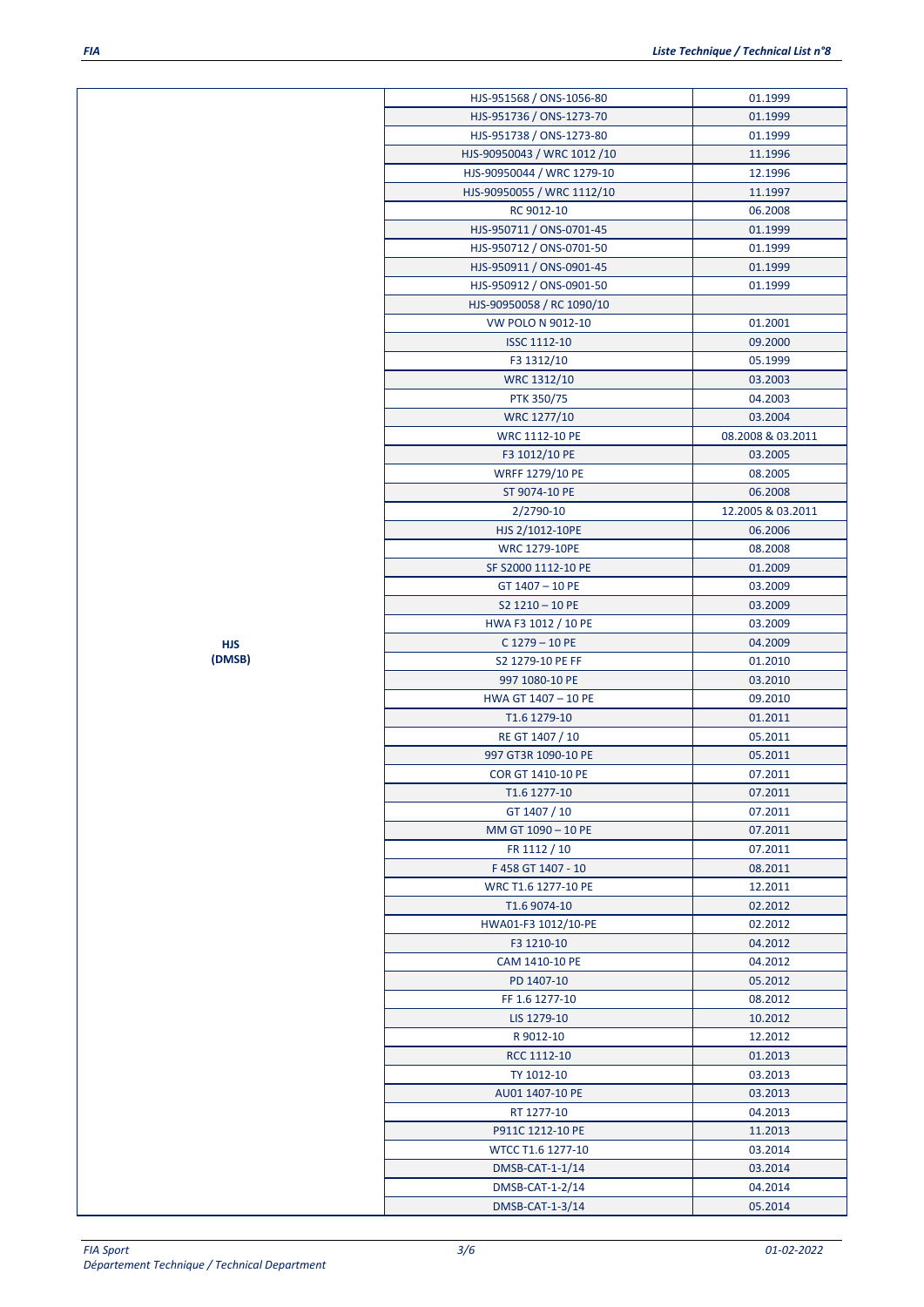| | | |
|---|---|---|
| **HJS (DMSB)** | HJS-951568 / ONS-1056-80 | 01.1999 |
| | HJS-951736 / ONS-1273-70 | 01.1999 |
| | HJS-951738 / ONS-1273-80 | 01.1999 |
| | HJS-90950043 / WRC 1012 /10 | 11.1996 |
| | HJS-90950044 / WRC 1279-10 | 12.1996 |
| | HJS-90950055 / WRC 1112/10 | 11.1997 |
| | RC 9012-10 | 06.2008 |
| | HJS-950711 / ONS-0701-45 | 01.1999 |
| | HJS-950712 / ONS-0701-50 | 01.1999 |
| | HJS-950911 / ONS-0901-45 | 01.1999 |
| | HJS-950912 / ONS-0901-50 | 01.1999 |
| | HJS-90950058 / RC 1090/10 | |
| | VW POLO N 9012-10 | 01.2001 |
| | ISSC 1112-10 | 09.2000 |
| | F3 1312/10 | 05.1999 |
| | WRC 1312/10 | 03.2003 |
| | PTK 350/75 | 04.2003 |
| | WRC 1277/10 | 03.2004 |
| | WRC 1112-10 PE | 08.2008 & 03.2011 |
| | F3 1012/10 PE | 03.2005 |
| | WRFF 1279/10 PE | 08.2005 |
| | ST 9074-10 PE | 06.2008 |
| | 2/2790-10 | 12.2005 & 03.2011 |
| | HJS 2/1012-10PE | 06.2006 |
| | WRC 1279-10PE | 08.2008 |
| | SF S2000 1112-10 PE | 01.2009 |
| | GT 1407 – 10 PE | 03.2009 |
| | S2 1210 – 10 PE | 03.2009 |
| | HWA F3 1012 / 10 PE | 03.2009 |
| | C 1279 – 10 PE | 04.2009 |
| | S2 1279-10 PE FF | 01.2010 |
| | 997 1080-10 PE | 03.2010 |
| | HWA GT 1407 – 10 PE | 09.2010 |
| | T1.6 1279-10 | 01.2011 |
| | RE GT 1407 / 10 | 05.2011 |
| | 997 GT3R 1090-10 PE | 05.2011 |
| | COR GT 1410-10 PE | 07.2011 |
| | T1.6 1277-10 | 07.2011 |
| | GT 1407 / 10 | 07.2011 |
| | MM GT 1090 – 10 PE | 07.2011 |
| | FR 1112 / 10 | 07.2011 |
| | F 458 GT 1407 - 10 | 08.2011 |
| | WRC T1.6 1277-10 PE | 12.2011 |
| | T1.6 9074-10 | 02.2012 |
| | HWA01-F3 1012/10-PE | 02.2012 |
| | F3 1210-10 | 04.2012 |
| | CAM 1410-10 PE | 04.2012 |
| | PD 1407-10 | 05.2012 |
| | FF 1.6 1277-10 | 08.2012 |
| | LIS 1279-10 | 10.2012 |
| | R 9012-10 | 12.2012 |
| | RCC 1112-10 | 01.2013 |
| | TY 1012-10 | 03.2013 |
| | AU01 1407-10 PE | 03.2013 |
| | RT 1277-10 | 04.2013 |
| | P911C 1212-10 PE | 11.2013 |
| | WTCC T1.6 1277-10 | 03.2014 |
| | DMSB-CAT-1-1/14 | 03.2014 |
| | DMSB-CAT-1-2/14 | 04.2014 |
| | DMSB-CAT-1-3/14 | 05.2014 |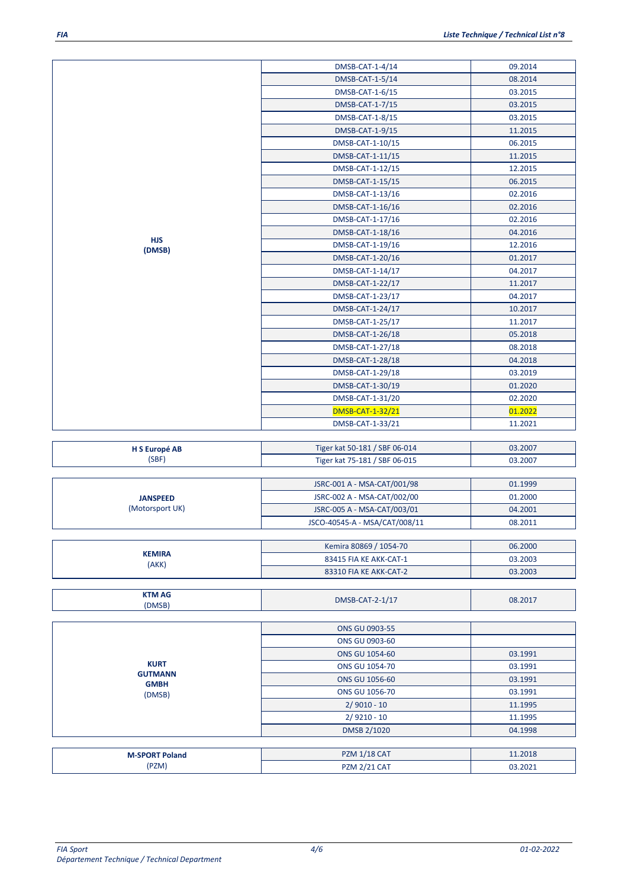| | | |
|---|---|---|
| **HJS** (DMSB) | DMSB-CAT-1-4/14 | 09.2014 |
| | DMSB-CAT-1-5/14 | 08.2014 |
| | DMSB-CAT-1-6/15 | 03.2015 |
| | DMSB-CAT-1-7/15 | 03.2015 |
| | DMSB-CAT-1-8/15 | 03.2015 |
| | DMSB-CAT-1-9/15 | 11.2015 |
| | DMSB-CAT-1-10/15 | 06.2015 |
| | DMSB-CAT-1-11/15 | 11.2015 |
| | DMSB-CAT-1-12/15 | 12.2015 |
| | DMSB-CAT-1-15/15 | 06.2015 |
| | DMSB-CAT-1-13/16 | 02.2016 |
| | DMSB-CAT-1-16/16 | 02.2016 |
| | DMSB-CAT-1-17/16 | 02.2016 |
| | DMSB-CAT-1-18/16 | 04.2016 |
| | DMSB-CAT-1-19/16 | 12.2016 |
| | DMSB-CAT-1-20/16 | 01.2017 |
| | DMSB-CAT-1-14/17 | 04.2017 |
| | DMSB-CAT-1-22/17 | 11.2017 |
| | DMSB-CAT-1-23/17 | 04.2017 |
| | DMSB-CAT-1-24/17 | 10.2017 |
| | DMSB-CAT-1-25/17 | 11.2017 |
| | DMSB-CAT-1-26/18 | 05.2018 |
| | DMSB-CAT-1-27/18 | 08.2018 |
| | DMSB-CAT-1-28/18 | 04.2018 |
| | DMSB-CAT-1-29/18 | 03.2019 |
| | DMSB-CAT-1-30/19 | 01.2020 |
| | DMSB-CAT-1-31/20 | 02.2020 |
| | DMSB-CAT-1-32/21 | 01.2022 |
| | DMSB-CAT-1-33/21 | 11.2021 |

| | | |
|---|---|---|
| **H S Europé AB** (SBF) | Tiger kat 50-181 / SBF 06-014 | 03.2007 |
| | Tiger kat 75-181 / SBF 06-015 | 03.2007 |

| | | |
|---|---|---|
| **JANSPEED** (Motorsport UK) | JSRC-001 A - MSA-CAT/001/98 | 01.1999 |
| | JSRC-002 A - MSA-CAT/002/00 | 01.2000 |
| | JSRC-005 A - MSA-CAT/003/01 | 04.2001 |
| | JSCO-40545-A - MSA/CAT/008/11 | 08.2011 |

| | | |
|---|---|---|
| **KEMIRA** (AKK) | Kemira 80869 / 1054-70 | 06.2000 |
| | 83415 FIA KE AKK-CAT-1 | 03.2003 |
| | 83310 FIA KE AKK-CAT-2 | 03.2003 |

| | | |
|---|---|---|
| **KTM AG** (DMSB) | DMSB-CAT-2-1/17 | 08.2017 |

| | | |
|---|---|---|
| **KURT GUTMANN GMBH** (DMSB) | ONS GU 0903-55 | |
| | ONS GU 0903-60 | |
| | ONS GU 1054-60 | 03.1991 |
| | ONS GU 1054-70 | 03.1991 |
| | ONS GU 1056-60 | 03.1991 |
| | ONS GU 1056-70 | 03.1991 |
| | 2/ 9010 - 10 | 11.1995 |
| | 2/ 9210 - 10 | 11.1995 |
| | DMSB 2/1020 | 04.1998 |

| | | |
|---|---|---|
| **M-SPORT Poland** (PZM) | PZM 1/18 CAT | 11.2018 |
| | PZM 2/21 CAT | 03.2021 |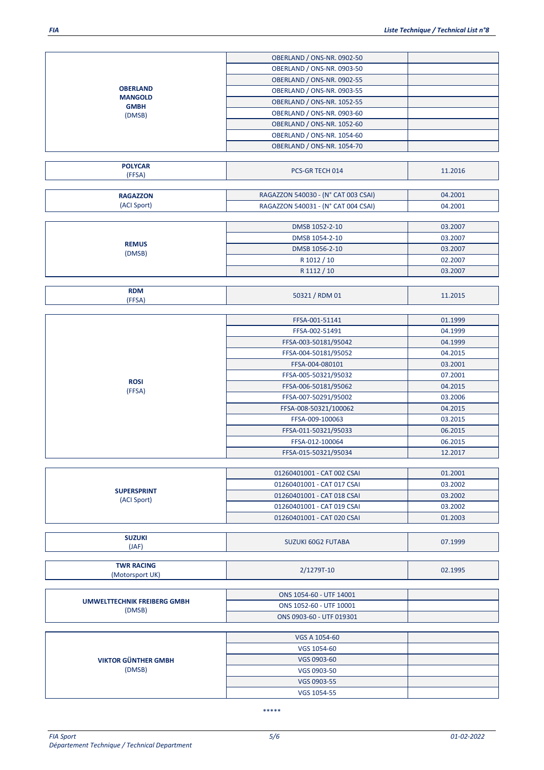| | | |
|---|---|---|
| **OBERLAND MANGOLD GMBH** (DMSB) | OBERLAND / ONS-NR. 0902-50 | |
| | OBERLAND / ONS-NR. 0903-50 | |
| | OBERLAND / ONS-NR. 0902-55 | |
| | OBERLAND / ONS-NR. 0903-55 | |
| | OBERLAND / ONS-NR. 1052-55 | |
| | OBERLAND / ONS-NR. 0903-60 | |
| | OBERLAND / ONS-NR. 1052-60 | |
| | OBERLAND / ONS-NR. 1054-60 | |
| | OBERLAND / ONS-NR. 1054-70 | |

| | | |
|---|---|---|
| **POLYCAR** (FFSA) | PCS-GR TECH 014 | 11.2016 |

| | | |
|---|---|---|
| **RAGAZZON** (ACI Sport) | RAGAZZON 540030 - (N° CAT 003 CSAI) | 04.2001 |
| | RAGAZZON 540031 - (N° CAT 004 CSAI) | 04.2001 |

| | | |
|---|---|---|
| **REMUS** (DMSB) | DMSB 1052-2-10 | 03.2007 |
| | DMSB 1054-2-10 | 03.2007 |
| | DMSB 1056-2-10 | 03.2007 |
| | R 1012 / 10 | 02.2007 |
| | R 1112 / 10 | 03.2007 |

| | | |
|---|---|---|
| **RDM** (FFSA) | 50321 / RDM 01 | 11.2015 |

| | | |
|---|---|---|
| **ROSI** (FFSA) | FFSA-001-51141 | 01.1999 |
| | FFSA-002-51491 | 04.1999 |
| | FFSA-003-50181/95042 | 04.1999 |
| | FFSA-004-50181/95052 | 04.2015 |
| | FFSA-004-080101 | 03.2001 |
| | FFSA-005-50321/95032 | 07.2001 |
| | FFSA-006-50181/95062 | 04.2015 |
| | FFSA-007-50291/95002 | 03.2006 |
| | FFSA-008-50321/100062 | 04.2015 |
| | FFSA-009-100063 | 03.2015 |
| | FFSA-011-50321/95033 | 06.2015 |
| | FFSA-012-100064 | 06.2015 |
| | FFSA-015-50321/95034 | 12.2017 |

| | | |
|---|---|---|
| **SUPERSPRINT** (ACI Sport) | 01260401001 - CAT 002 CSAI | 01.2001 |
| | 01260401001 - CAT 017 CSAI | 03.2002 |
| | 01260401001 - CAT 018 CSAI | 03.2002 |
| | 01260401001 - CAT 019 CSAI | 03.2002 |
| | 01260401001 - CAT 020 CSAI | 01.2003 |

| | | |
|---|---|---|
| **SUZUKI** (JAF) | SUZUKI 60G2 FUTABA | 07.1999 |

| | | |
|---|---|---|
| **TWR RACING** (Motorsport UK) | 2/1279T-10 | 02.1995 |

| | | |
|---|---|---|
| **UMWELTTECHNIK FREIBERG GMBH** (DMSB) | ONS 1054-60 - UTF 14001 | |
| | ONS 1052-60 - UTF 10001 | |
| | ONS 0903-60 - UTF 019301 | |

| | | |
|---|---|---|
| **VIKTOR GÜNTHER GMBH** (DMSB) | VGS A 1054-60 | |
| | VGS 1054-60 | |
| | VGS 0903-60 | |
| | VGS 0903-50 | |
| | VGS 0903-55 | |
| | VGS 1054-55 | |

*****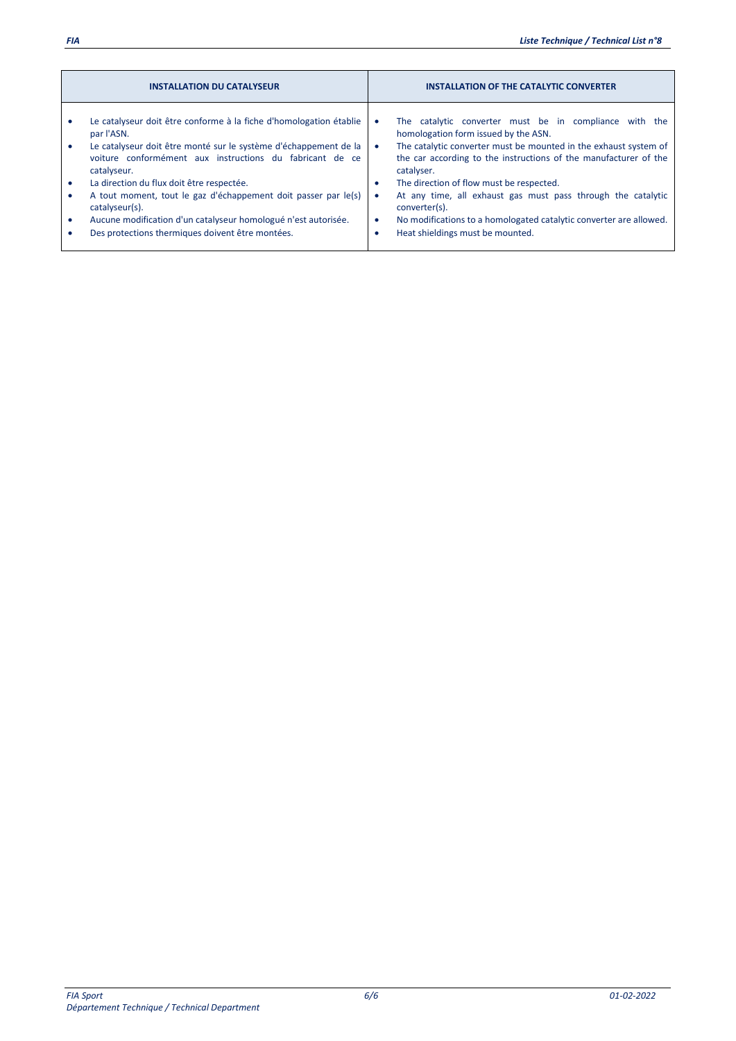| INSTALLATION DU CATALYSEUR | INSTALLATION OF THE CATALYTIC CONVERTER |
|---|---|
| • Le catalyseur doit être conforme à la fiche d'homologation établie par l'ASN.<br>• Le catalyseur doit être monté sur le système d'échappement de la voiture conformément aux instructions du fabricant de ce catalyseur.<br>• La direction du flux doit être respectée.<br>• A tout moment, tout le gaz d'échappement doit passer par le(s) catalyseur(s).<br>• Aucune modification d'un catalyseur homologué n'est autorisée.<br>• Des protections thermiques doivent être montées. | • The catalytic converter must be in compliance with the homologation form issued by the ASN.<br>• The catalytic converter must be mounted in the exhaust system of the car according to the instructions of the manufacturer of the catalyser.<br>• The direction of flow must be respected.<br>• At any time, all exhaust gas must pass through the catalytic converter(s).<br>• No modifications to a homologated catalytic converter are allowed.<br>• Heat shieldings must be mounted. |